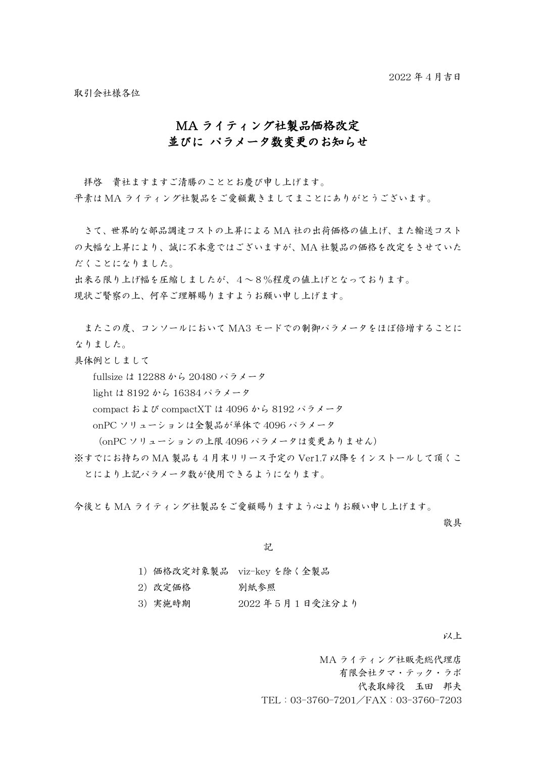2022 年 4 月吉日

取引会社様各位

# MA ライティング社製品価格改定<br>並びに パラメータ数変更のお知らせ

拝啓 貴社ますますご清勝のこととお慶び申し上げます。
平素は MA ライティング社製品をご愛顧戴きましてまことにありがとうございます。

さて、世界的な部品調達コストの上昇による MA 社の出荷価格の値上げ、また輸送コストの大幅な上昇により、誠に不本意ではございますが、MA 社製品の価格を改定をさせていただくことになりました。
出来る限り上げ幅を圧縮しましたが、４～８％程度の値上げとなっております。
現状ご賢察の上、何卒ご理解賜りますようお願い申し上げます。

またこの度、コンソールにおいて MA3 モードでの制御パラメータをほぼ倍増することになりました。
具体例としまして

fullsize は 12288 から 20480 パラメータ
light は 8192 から 16384 パラメータ
compact および compactXT は 4096 から 8192 パラメータ
onPC ソリューションは全製品が単体で 4096 パラメータ
（onPC ソリューションの上限 4096 パラメータは変更ありません）

※すでにお持ちの MA 製品も 4 月末リリース予定の Ver1.7 以降をインストールして頂くことにより上記パラメータ数が使用できるようになります。

今後とも MA ライティング社製品をご愛顧賜りますよう心よりお願い申し上げます。

敬具

記

1) 価格改定対象製品 viz-key を除く全製品
2) 改定価格 別紙参照
3) 実施時期 2022 年 5 月 1 日受注分より

以上

MA ライティング社販売総代理店
有限会社タマ・テック・ラボ
代表取締役 玉田 邦夫
TEL：03-3760-7201／FAX：03-3760-7203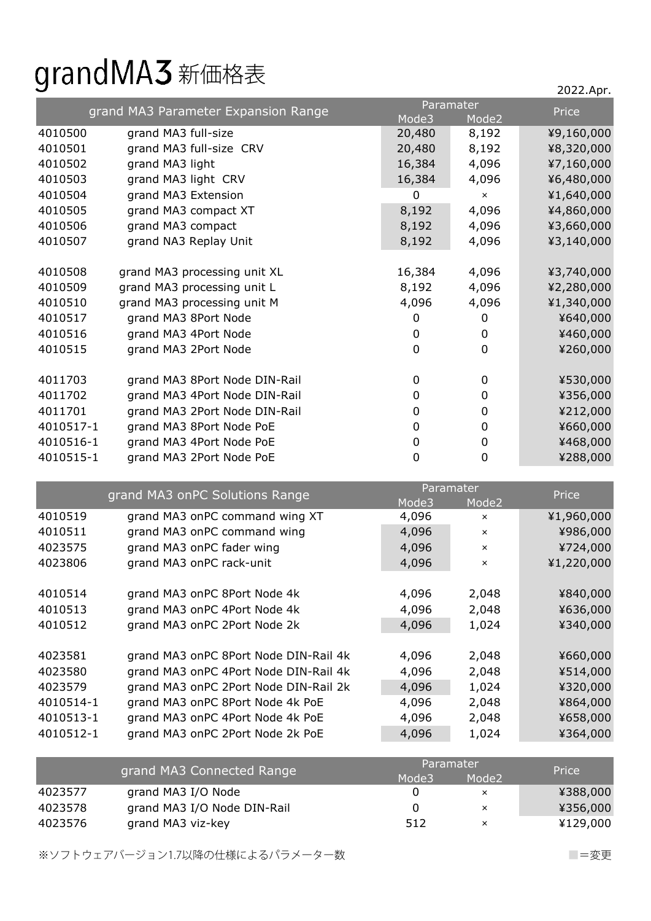# grandMA3 新価格表

2022.Apr.

| grand MA3 Parameter Expansion Range | | Paramater | | Price |
|---|---|---|---|---|
| | | Mode3 | Mode2 | |
| 4010500 | grand MA3 full-size | 20,480 | 8,192 | ¥9,160,000 |
| 4010501 | grand MA3 full-size CRV | 20,480 | 8,192 | ¥8,320,000 |
| 4010502 | grand MA3 light | 16,384 | 4,096 | ¥7,160,000 |
| 4010503 | grand MA3 light CRV | 16,384 | 4,096 | ¥6,480,000 |
| 4010504 | grand MA3 Extension | 0 | × | ¥1,640,000 |
| 4010505 | grand MA3 compact XT | 8,192 | 4,096 | ¥4,860,000 |
| 4010506 | grand MA3 compact | 8,192 | 4,096 | ¥3,660,000 |
| 4010507 | grand NA3 Replay Unit | 8,192 | 4,096 | ¥3,140,000 |
| | | | | |
| 4010508 | grand MA3 processing unit XL | 16,384 | 4,096 | ¥3,740,000 |
| 4010509 | grand MA3 processing unit L | 8,192 | 4,096 | ¥2,280,000 |
| 4010510 | grand MA3 processing unit M | 4,096 | 4,096 | ¥1,340,000 |
| 4010517 | grand MA3 8Port Node | 0 | 0 | ¥640,000 |
| 4010516 | grand MA3 4Port Node | 0 | 0 | ¥460,000 |
| 4010515 | grand MA3 2Port Node | 0 | 0 | ¥260,000 |
| | | | | |
| 4011703 | grand MA3 8Port Node DIN-Rail | 0 | 0 | ¥530,000 |
| 4011702 | grand MA3 4Port Node DIN-Rail | 0 | 0 | ¥356,000 |
| 4011701 | grand MA3 2Port Node DIN-Rail | 0 | 0 | ¥212,000 |
| 4010517-1 | grand MA3 8Port Node PoE | 0 | 0 | ¥660,000 |
| 4010516-1 | grand MA3 4Port Node PoE | 0 | 0 | ¥468,000 |
| 4010515-1 | grand MA3 2Port Node PoE | 0 | 0 | ¥288,000 |

| grand MA3 onPC Solutions Range | | Paramater | | Price |
|---|---|---|---|---|
| | | Mode3 | Mode2 | |
| 4010519 | grand MA3 onPC command wing XT | 4,096 | × | ¥1,960,000 |
| 4010511 | grand MA3 onPC command wing | 4,096 | × | ¥986,000 |
| 4023575 | grand MA3 onPC fader wing | 4,096 | × | ¥724,000 |
| 4023806 | grand MA3 onPC rack-unit | 4,096 | × | ¥1,220,000 |
| | | | | |
| 4010514 | grand MA3 onPC 8Port Node 4k | 4,096 | 2,048 | ¥840,000 |
| 4010513 | grand MA3 onPC 4Port Node 4k | 4,096 | 2,048 | ¥636,000 |
| 4010512 | grand MA3 onPC 2Port Node 2k | 4,096 | 1,024 | ¥340,000 |
| | | | | |
| 4023581 | grand MA3 onPC 8Port Node DIN-Rail 4k | 4,096 | 2,048 | ¥660,000 |
| 4023580 | grand MA3 onPC 4Port Node DIN-Rail 4k | 4,096 | 2,048 | ¥514,000 |
| 4023579 | grand MA3 onPC 2Port Node DIN-Rail 2k | 4,096 | 1,024 | ¥320,000 |
| 4010514-1 | grand MA3 onPC 8Port Node 4k PoE | 4,096 | 2,048 | ¥864,000 |
| 4010513-1 | grand MA3 onPC 4Port Node 4k PoE | 4,096 | 2,048 | ¥658,000 |
| 4010512-1 | grand MA3 onPC 2Port Node 2k PoE | 4,096 | 1,024 | ¥364,000 |

| grand MA3 Connected Range | | Paramater | | Price |
|---|---|---|---|---|
| | | Mode3 | Mode2 | |
| 4023577 | grand MA3 I/O Node | 0 | × | ¥388,000 |
| 4023578 | grand MA3 I/O Node DIN-Rail | 0 | × | ¥356,000 |
| 4023576 | grand MA3 viz-key | 512 | × | ¥129,000 |

※ソフトウェアバージョン1.7以降の仕様によるパラメーター数

■＝変更